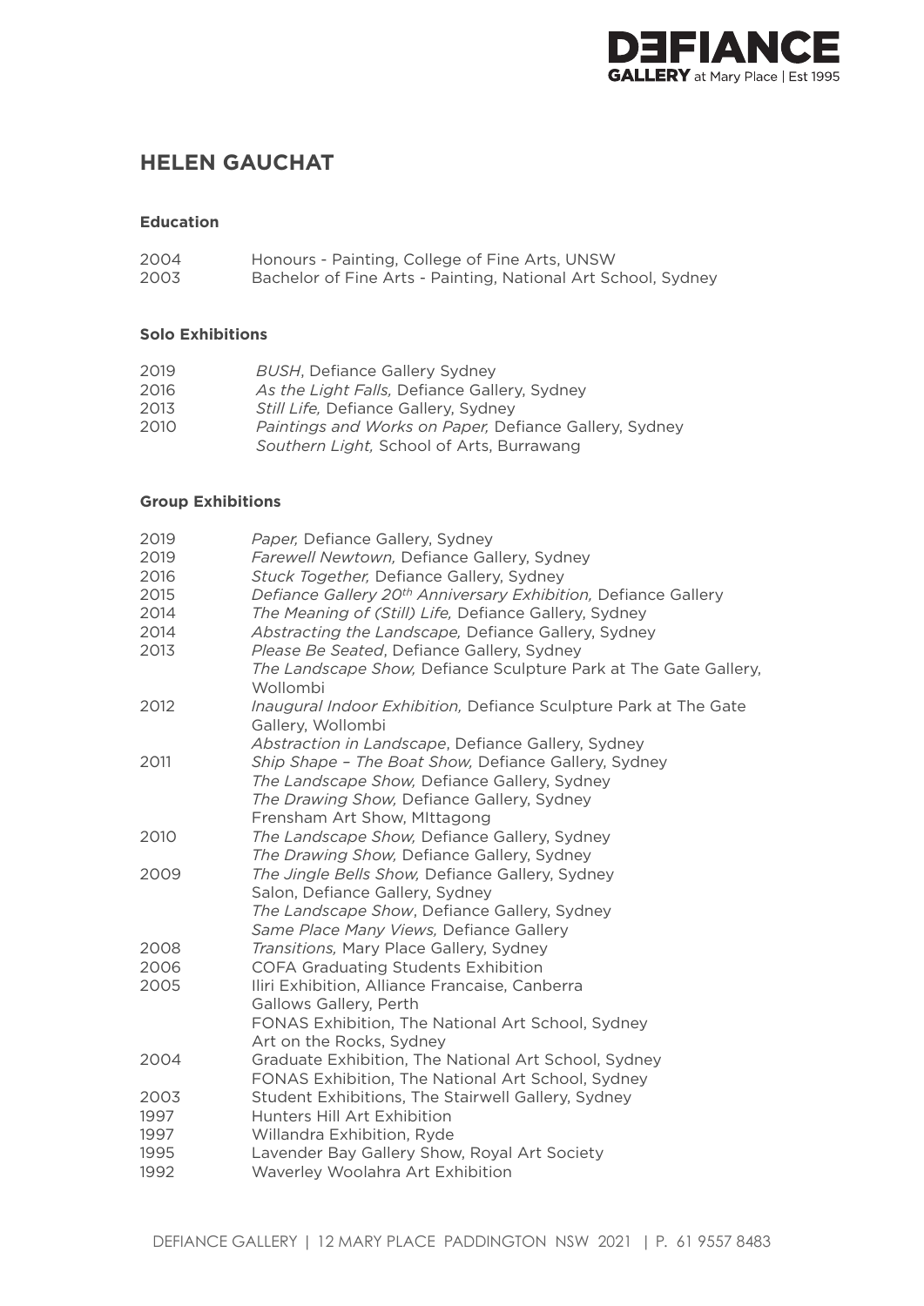# HELEN GAUCHAT

### Education

| | |
|---|---|
| 2004 | Honours - Painting, College of Fine Arts, UNSW |
| 2003 | Bachelor of Fine Arts - Painting, National Art School, Sydney |

### Solo Exhibitions

| | |
|---|---|
| 2019 | *BUSH*, Defiance Gallery Sydney |
| 2016 | *As the Light Falls,* Defiance Gallery, Sydney |
| 2013 | *Still Life,* Defiance Gallery, Sydney |
| 2010 | *Paintings and Works on Paper,* Defiance Gallery, Sydney |
| | *Southern Light,* School of Arts, Burrawang |

### Group Exhibitions

| | |
|---|---|
| 2019 | *Paper,* Defiance Gallery, Sydney |
| 2019 | *Farewell Newtown,* Defiance Gallery, Sydney |
| 2016 | *Stuck Together,* Defiance Gallery, Sydney |
| 2015 | *Defiance Gallery 20th Anniversary Exhibition,* Defiance Gallery |
| 2014 | *The Meaning of (Still) Life,* Defiance Gallery, Sydney |
| 2014 | *Abstracting the Landscape,* Defiance Gallery, Sydney |
| 2013 | *Please Be Seated*, Defiance Gallery, Sydney |
| | *The Landscape Show,* Defiance Sculpture Park at The Gate Gallery, Wollombi |
| 2012 | *Inaugural Indoor Exhibition,* Defiance Sculpture Park at The Gate Gallery, Wollombi |
| | *Abstraction in Landscape*, Defiance Gallery, Sydney |
| 2011 | *Ship Shape – The Boat Show,* Defiance Gallery, Sydney |
| | *The Landscape Show,* Defiance Gallery, Sydney |
| | *The Drawing Show,* Defiance Gallery, Sydney |
| | Frensham Art Show, MIttagong |
| 2010 | *The Landscape Show,* Defiance Gallery, Sydney |
| | *The Drawing Show,* Defiance Gallery, Sydney |
| 2009 | *The Jingle Bells Show,* Defiance Gallery, Sydney |
| | Salon, Defiance Gallery, Sydney |
| | *The Landscape Show*, Defiance Gallery, Sydney |
| | *Same Place Many Views,* Defiance Gallery |
| 2008 | *Transitions,* Mary Place Gallery, Sydney |
| 2006 | COFA Graduating Students Exhibition |
| 2005 | Iliri Exhibition, Alliance Francaise, Canberra |
| | Gallows Gallery, Perth |
| | FONAS Exhibition, The National Art School, Sydney |
| | Art on the Rocks, Sydney |
| 2004 | Graduate Exhibition, The National Art School, Sydney |
| | FONAS Exhibition, The National Art School, Sydney |
| 2003 | Student Exhibitions, The Stairwell Gallery, Sydney |
| 1997 | Hunters Hill Art Exhibition |
| 1997 | Willandra Exhibition, Ryde |
| 1995 | Lavender Bay Gallery Show, Royal Art Society |
| 1992 | Waverley Woolahra Art Exhibition |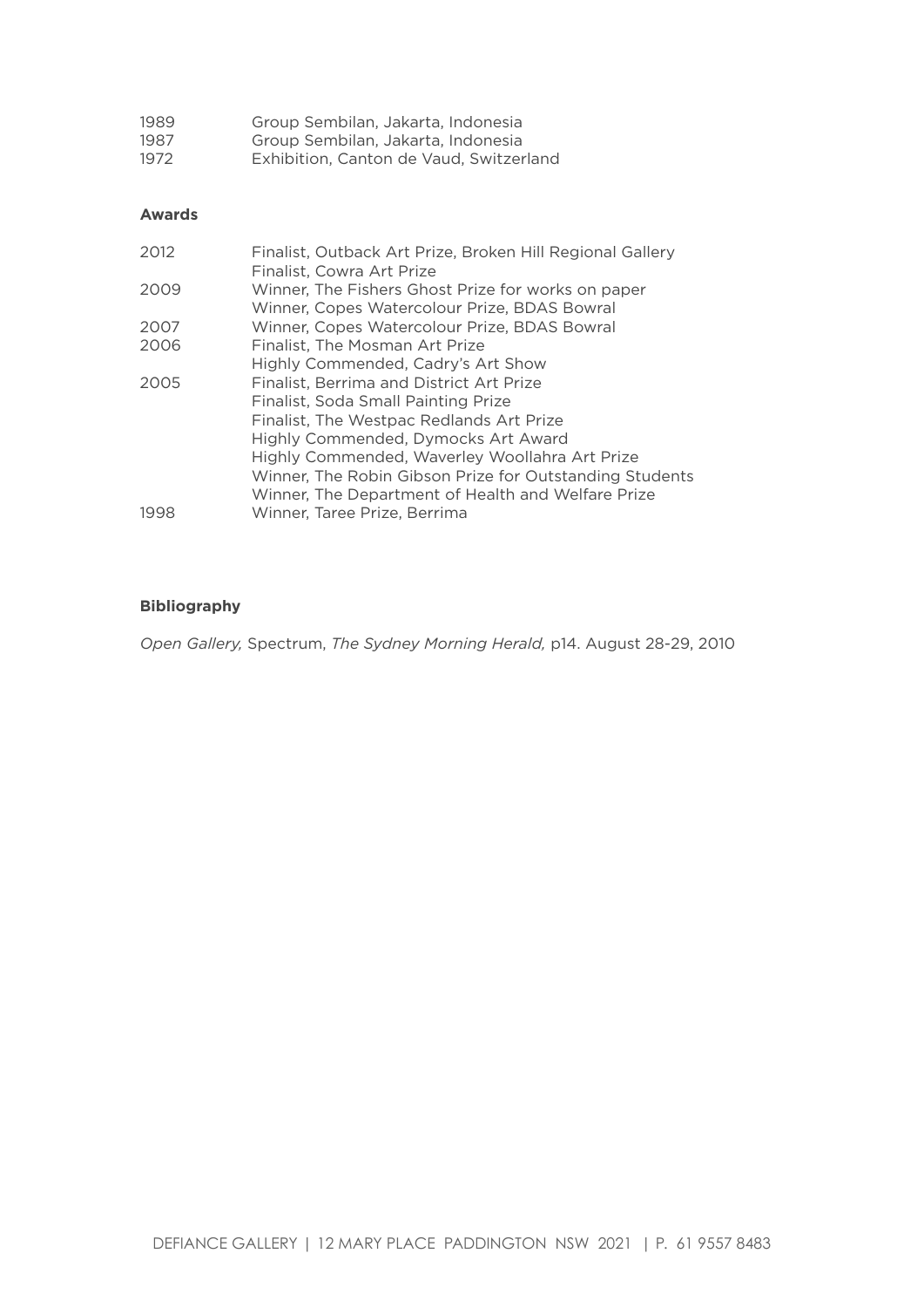| | |
|---|---|
| 1989 | Group Sembilan, Jakarta, Indonesia |
| 1987 | Group Sembilan, Jakarta, Indonesia |
| 1972 | Exhibition, Canton de Vaud, Switzerland |

**Awards**

| | |
|---|---|
| 2012 | Finalist, Outback Art Prize, Broken Hill Regional Gallery |
| | Finalist, Cowra Art Prize |
| 2009 | Winner, The Fishers Ghost Prize for works on paper |
| | Winner, Copes Watercolour Prize, BDAS Bowral |
| 2007 | Winner, Copes Watercolour Prize, BDAS Bowral |
| 2006 | Finalist, The Mosman Art Prize |
| | Highly Commended, Cadry's Art Show |
| 2005 | Finalist, Berrima and District Art Prize |
| | Finalist, Soda Small Painting Prize |
| | Finalist, The Westpac Redlands Art Prize |
| | Highly Commended, Dymocks Art Award |
| | Highly Commended, Waverley Woollahra Art Prize |
| | Winner, The Robin Gibson Prize for Outstanding Students |
| | Winner, The Department of Health and Welfare Prize |
| 1998 | Winner, Taree Prize, Berrima |

**Bibliography**

*Open Gallery,* Spectrum, *The Sydney Morning Herald,* p14. August 28-29, 2010